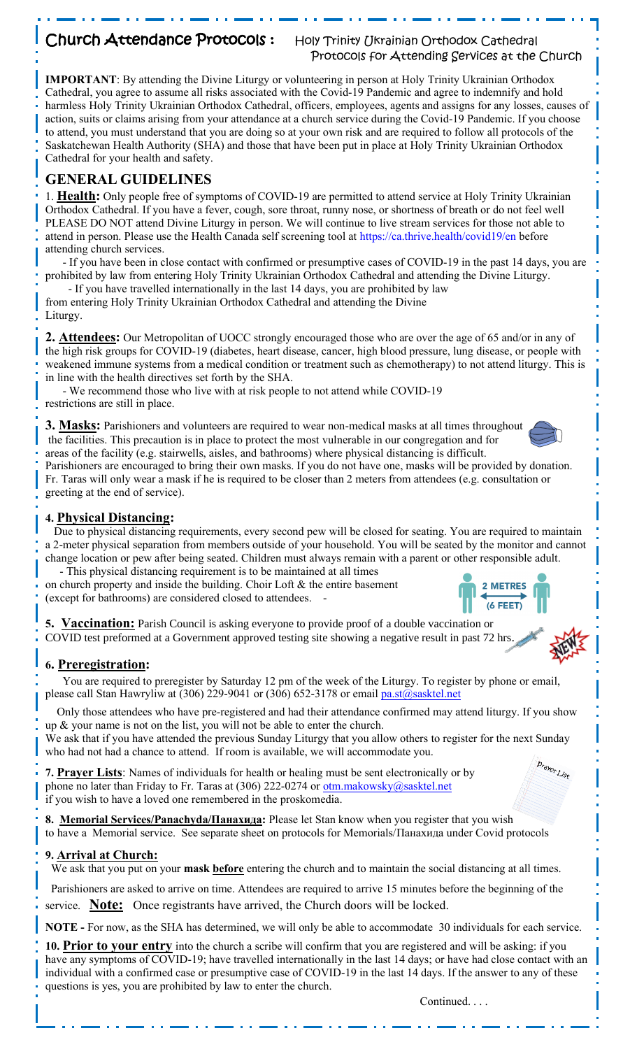# Church Attendance Protocols : Holy Trinity Ukrainian Orthodox Cathedral Protocols for Attending Services at the Church

**IMPORTANT**: By attending the Divine Liturgy or volunteering in person at Holy Trinity Ukrainian Orthodox Cathedral, you agree to assume all risks associated with the Covid-19 Pandemic and agree to indemnify and hold harmless Holy Trinity Ukrainian Orthodox Cathedral, officers, employees, agents and assigns for any losses, causes of action, suits or claims arising from your attendance at a church service during the Covid-19 Pandemic. If you choose to attend, you must understand that you are doing so at your own risk and are required to follow all protocols of the Saskatchewan Health Authority (SHA) and those that have been put in place at Holy Trinity Ukrainian Orthodox Cathedral for your health and safety.

## GENERAL GUIDELINES

1. **Health:** Only people free of symptoms of COVID-19 are permitted to attend service at Holy Trinity Ukrainian Orthodox Cathedral. If you have a fever, cough, sore throat, runny nose, or shortness of breath or do not feel well PLEASE DO NOT attend Divine Liturgy in person. We will continue to live stream services for those not able to attend in person. Please use the Health Canada self screening tool at https://ca.thrive.health/covid19/en before attending church services.

   - If you have been in close contact with confirmed or presumptive cases of COVID-19 in the past 14 days, you are prohibited by law from entering Holy Trinity Ukrainian Orthodox Cathedral and attending the Divine Liturgy.
   - If you have travelled internationally in the last 14 days, you are prohibited by law from entering Holy Trinity Ukrainian Orthodox Cathedral and attending the Divine Liturgy.

2. **Attendees:** Our Metropolitan of UOCC strongly encouraged those who are over the age of 65 and/or in any of the high risk groups for COVID-19 (diabetes, heart disease, cancer, high blood pressure, lung disease, or people with weakened immune systems from a medical condition or treatment such as chemotherapy) to not attend liturgy. This is in line with the health directives set forth by the SHA.

   - We recommend those who live with at risk people to not attend while COVID-19 restrictions are still in place.

3. **Masks:** Parishioners and volunteers are required to wear non-medical masks at all times throughout the facilities. This precaution is in place to protect the most vulnerable in our congregation and for areas of the facility (e.g. stairwells, aisles, and bathrooms) where physical distancing is difficult. Parishioners are encouraged to bring their own masks. If you do not have one, masks will be provided by donation. Fr. Taras will only wear a mask if he is required to be closer than 2 meters from attendees (e.g. consultation or greeting at the end of service).

4. **Physical Distancing:**
   Due to physical distancing requirements, every second pew will be closed for seating. You are required to maintain a 2-meter physical separation from members outside of your household. You will be seated by the monitor and cannot change location or pew after being seated. Children must always remain with a parent or other responsible adult.

   - This physical distancing requirement is to be maintained at all times on church property and inside the building. Choir Loft & the entire basement (except for bathrooms) are considered closed to attendees. -

   2 METRES (6 FEET)

5. **Vaccination:** Parish Council is asking everyone to provide proof of a double vaccination or COVID test preformed at a Government approved testing site showing a negative result in past 72 hrs. NEW

6. **Preregistration:**
   You are required to preregister by Saturday 12 pm of the week of the Liturgy. To register by phone or email, please call Stan Hawryliw at (306) 229-9041 or (306) 652-3178 or email pa.st@sasktel.net

   Only those attendees who have pre-registered and had their attendance confirmed may attend liturgy. If you show up & your name is not on the list, you will not be able to enter the church.
   We ask that if you have attended the previous Sunday Liturgy that you allow others to register for the next Sunday who had not had a chance to attend. If room is available, we will accommodate you.

7. **Prayer Lists**: Names of individuals for health or healing must be sent electronically or by phone no later than Friday to Fr. Taras at (306) 222-0274 or otm.makowsky@sasktel.net if you wish to have a loved one remembered in the proskomedia.

8. **Memorial Services/Panachyda/Панахида:** Please let Stan know when you register that you wish to have a Memorial service. See separate sheet on protocols for Memorials/Панахида under Covid protocols

9. **Arrival at Church:**
   We ask that you put on your **mask before** entering the church and to maintain the social distancing at all times.

   Parishioners are asked to arrive on time. Attendees are required to arrive 15 minutes before the beginning of the service. **Note:** Once registrants have arrived, the Church doors will be locked.

**NOTE -** For now, as the SHA has determined, we will only be able to accommodate 30 individuals for each service.

10. **Prior to your entry** into the church a scribe will confirm that you are registered and will be asking: if you have any symptoms of COVID-19; have travelled internationally in the last 14 days; or have had close contact with an individual with a confirmed case or presumptive case of COVID-19 in the last 14 days. If the answer to any of these questions is yes, you are prohibited by law to enter the church.

Continued. . . .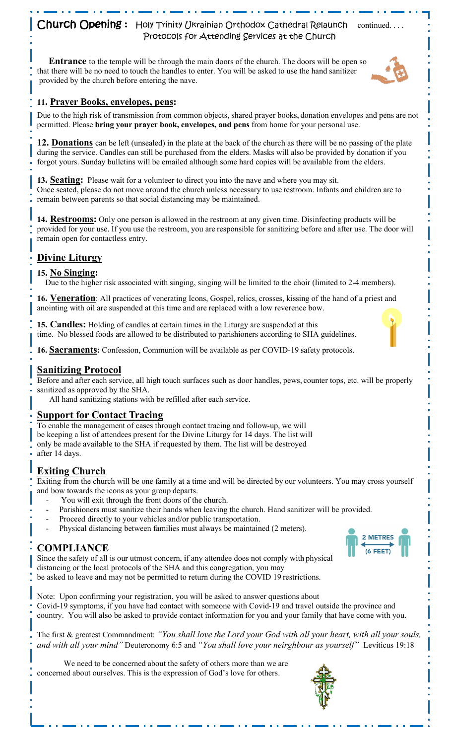# Church Opening : Holy Trinity Ukrainian Orthodox Cathedral Relaunch continued. . . .

## Protocols for Attending Services at the Church

**Entrance** to the temple will be through the main doors of the church. The doors will be open so that there will be no need to touch the handles to enter. You will be asked to use the hand sanitizer provided by the church before entering the nave.

**11. Prayer Books, envelopes, pens:**

Due to the high risk of transmission from common objects, shared prayer books, donation envelopes and pens are not permitted. Please **bring your prayer book, envelopes, and pens** from home for your personal use.

**12. Donations** can be left (unsealed) in the plate at the back of the church as there will be no passing of the plate during the service. Candles can still be purchased from the elders. Masks will also be provided by donation if you forgot yours. Sunday bulletins will be emailed although some hard copies will be available from the elders.

**13. Seating:** Please wait for a volunteer to direct you into the nave and where you may sit. Once seated, please do not move around the church unless necessary to use restroom. Infants and children are to remain between parents so that social distancing may be maintained.

**14. Restrooms:** Only one person is allowed in the restroom at any given time. Disinfecting products will be provided for your use. If you use the restroom, you are responsible for sanitizing before and after use. The door will remain open for contactless entry.

## Divine Liturgy

**15. No Singing:**

Due to the higher risk associated with singing, singing will be limited to the choir (limited to 2-4 members).

**16. Veneration**: All practices of venerating Icons, Gospel, relics, crosses, kissing of the hand of a priest and anointing with oil are suspended at this time and are replaced with a low reverence bow.

**15. Candles:** Holding of candles at certain times in the Liturgy are suspended at this time. No blessed foods are allowed to be distributed to parishioners according to SHA guidelines.

**16. Sacraments:** Confession, Communion will be available as per COVID-19 safety protocols.

## Sanitizing Protocol

Before and after each service, all high touch surfaces such as door handles, pews, counter tops, etc. will be properly sanitized as approved by the SHA.

All hand sanitizing stations with be refilled after each service.

## Support for Contact Tracing

To enable the management of cases through contact tracing and follow-up, we will be keeping a list of attendees present for the Divine Liturgy for 14 days. The list will only be made available to the SHA if requested by them. The list will be destroyed after 14 days.

## Exiting Church

Exiting from the church will be one family at a time and will be directed by our volunteers. You may cross yourself and bow towards the icons as your group departs.

- You will exit through the front doors of the church.
- Parishioners must sanitize their hands when leaving the church. Hand sanitizer will be provided.
- Proceed directly to your vehicles and/or public transportation.
- Physical distancing between families must always be maintained (2 meters).

2 METRES (6 FEET)

## COMPLIANCE

Since the safety of all is our utmost concern, if any attendee does not comply with physical distancing or the local protocols of the SHA and this congregation, you may be asked to leave and may not be permitted to return during the COVID 19 restrictions.

Note: Upon confirming your registration, you will be asked to answer questions about Covid-19 symptoms, if you have had contact with someone with Covid-19 and travel outside the province and country. You will also be asked to provide contact information for you and your family that have come with you.

The first & greatest Commandment: *"You shall love the Lord your God with all your heart, with all your souls, and with all your mind"* Deuteronomy 6:5 and *"You shall love your neirghbour as yourself"* Leviticus 19:18

We need to be concerned about the safety of others more than we are concerned about ourselves. This is the expression of God's love for others.